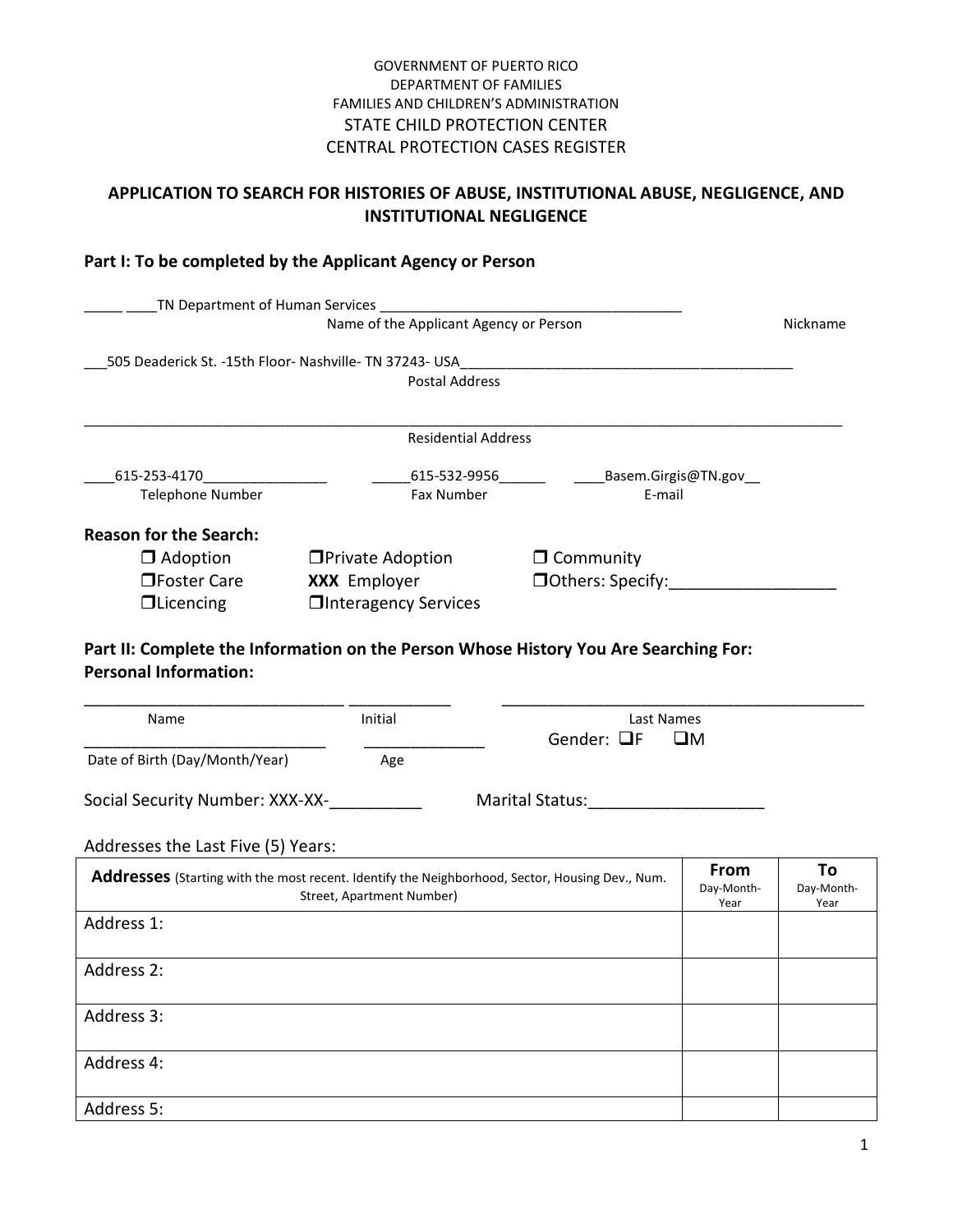GOVERNMENT OF PUERTO RICO
DEPARTMENT OF FAMILIES
FAMILIES AND CHILDREN'S ADMINISTRATION
STATE CHILD PROTECTION CENTER
CENTRAL PROTECTION CASES REGISTER

## APPLICATION TO SEARCH FOR HISTORIES OF ABUSE, INSTITUTIONAL ABUSE, NEGLIGENCE, AND INSTITUTIONAL NEGLIGENCE

### Part I: To be completed by the Applicant Agency or Person

_____ ____TN Department of Human Services ________________________________________
Name of the Applicant Agency or Person Nickname

___505 Deaderick St. -15th Floor- Nashville- TN 37243- USA____________________________________________
Postal Address

_____________________________________________________________________________________________
Residential Address

____615-253-4170________________ _____615-532-9956______ ____Basem.Girgis@TN.gov__
Telephone Number Fax Number E-mail

### Reason for the Search:

❒ Adoption ❒Private Adoption ❒ Community
❒Foster Care **XXX** Employer ❒Others: Specify:__________________
❒Licencing ❒Interagency Services

### Part II: Complete the Information on the Person Whose History You Are Searching For:
### Personal Information:

______________________________ ____________ ____________________________________________
Name Initial Last Names

____________________________ _____________ Gender: ❑F ❑M
Date of Birth (Day/Month/Year) Age

Social Security Number: XXX-XX-__________ Marital Status:___________________

Addresses the Last Five (5) Years:

| **Addresses** (Starting with the most recent. Identify the Neighborhood, Sector, Housing Dev., Num. Street, Apartment Number) | **From** Day-Month-Year | **To** Day-Month-Year |
|---|---|---|
| Address 1: | | |
| Address 2: | | |
| Address 3: | | |
| Address 4: | | |
| Address 5: | | |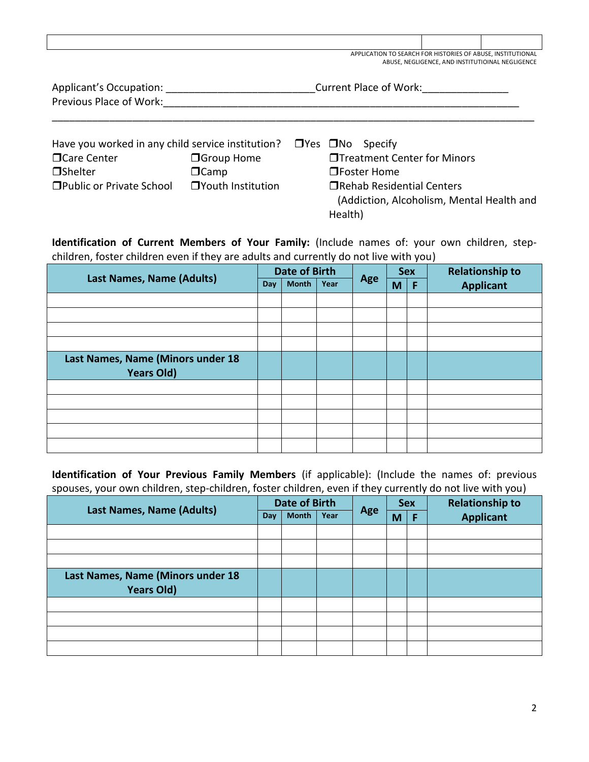| | | |
|---|---|---|
| | | |

APPLICATION TO SEARCH FOR HISTORIES OF ABUSE, INSTITUTIONAL ABUSE, NEGLIGENCE, AND INSTITUTIOINAL NEGLIGENCE

Applicant's Occupation: _________________________ Current Place of Work: _______________

Previous Place of Work: ______________________________________________________________

_____________________________________________________________________________________

Have you worked in any child service institution? ❒Yes ❒No Specify

❒Care Center ❒Group Home ❒Treatment Center for Minors

❒Shelter ❒Camp ❒Foster Home

❒Public or Private School ❒Youth Institution ❒Rehab Residential Centers (Addiction, Alcoholism, Mental Health and Health)

**Identification of Current Members of Your Family:** (Include names of: your own children, step-children, foster children even if they are adults and currently do not live with you)

| Last Names, Name (Adults) | Date of Birth | | | Age | Sex | | Relationship to Applicant |
|---|---|---|---|---|---|---|---|
| | Day | Month | Year | | M | F | |
| | | | | | | | |
| | | | | | | | |
| | | | | | | | |
| | | | | | | | |
| **Last Names, Name (Minors under 18 Years Old)** | | | | | | | |
| | | | | | | | |
| | | | | | | | |
| | | | | | | | |
| | | | | | | | |
| | | | | | | | |

**Identification of Your Previous Family Members** (if applicable): (Include the names of: previous spouses, your own children, step-children, foster children, even if they currently do not live with you)

| Last Names, Name (Adults) | Date of Birth | | | Age | Sex | | Relationship to Applicant |
|---|---|---|---|---|---|---|---|
| | Day | Month | Year | | M | F | |
| | | | | | | | |
| | | | | | | | |
| | | | | | | | |
| **Last Names, Name (Minors under 18 Years Old)** | | | | | | | |
| | | | | | | | |
| | | | | | | | |
| | | | | | | | |
| | | | | | | | |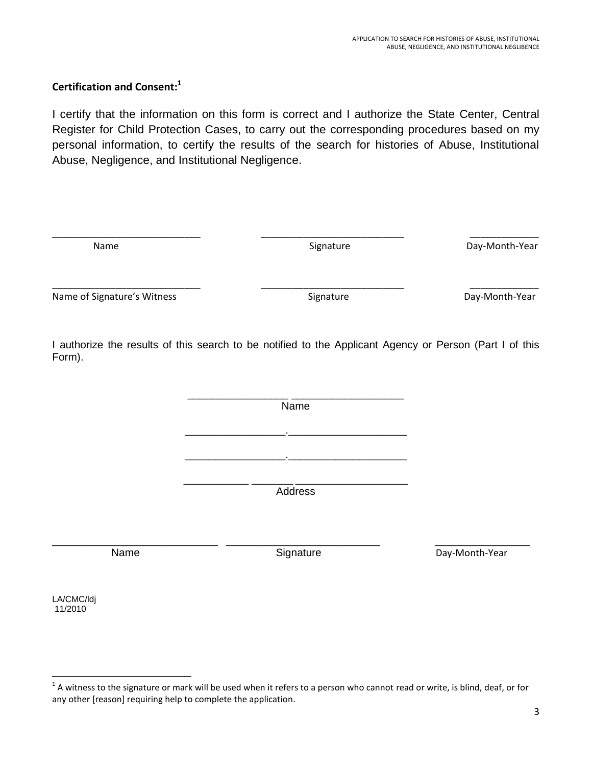**Certification and Consent:**[1]

I certify that the information on this form is correct and I authorize the State Center, Central Register for Child Protection Cases, to carry out the corresponding procedures based on my personal information, to certify the results of the search for histories of Abuse, Institutional Abuse, Negligence, and Institutional Negligence.

| | | |
|---|---|---|
| ___________________________ | ___________________________ | _____________ |
| Name | Signature | Day-Month-Year |
| ___________________________ | ___________________________ | _____________ |
| Name of Signature's Witness | Signature | Day-Month-Year |

I authorize the results of this search to be notified to the Applicant Agency or Person (Part I of this Form).

_________________ ___________________
Name

_________________.____________________

_________________.____________________

___________ _______ ___________________
Address

| | | |
|---|---|---|
| ____________________________ | __________________________ | ________________ |
| Name | Signature | Day-Month-Year |

LA/CMC/ldj
11/2010

---

[1] A witness to the signature or mark will be used when it refers to a person who cannot read or write, is blind, deaf, or for any other [reason] requiring help to complete the application.